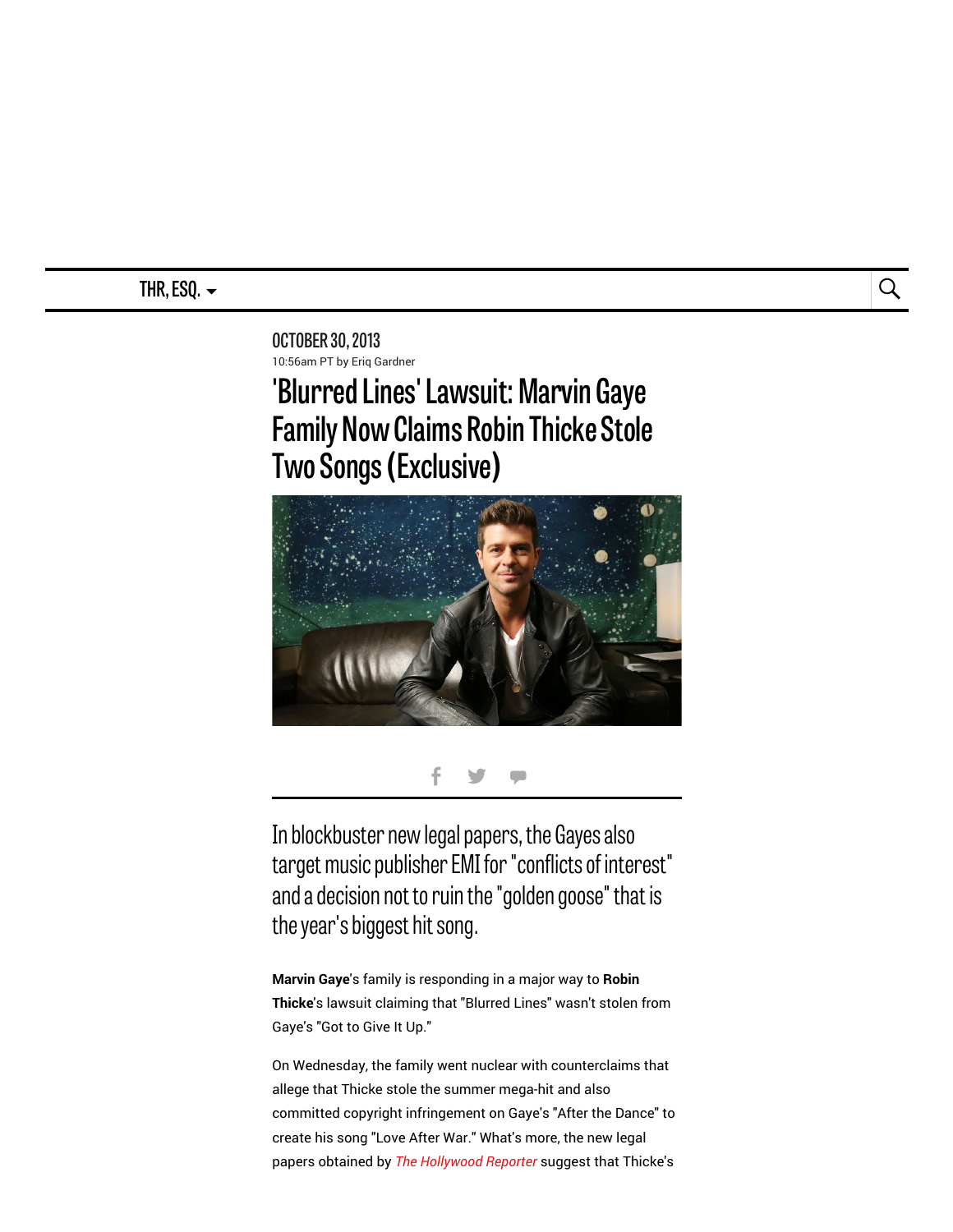THR, ESQ.

OCTOBER 30, 2013

10:56am PT by Eriq Gardner

# 'Blurred Lines' Lawsuit: Marvin Gaye Family Now Claims Robin Thicke Stole Two Songs (Exclusive)

In blockbuster new legal papers, the Gayes also target music publisher EMI for "conflicts of interest" and a decision not to ruin the "golden goose" that is the year's biggest hit song.

**Marvin Gaye**'s family is responding in a major way to **Robin Thicke**'s lawsuit claiming that "Blurred Lines" wasn't stolen from Gaye's "Got to Give It Up."

On Wednesday, the family went nuclear with counterclaims that allege that Thicke stole the summer mega-hit and also committed copyright infringement on Gaye's "After the Dance" to create his song "Love After War." What's more, the new legal papers obtained by *The Hollywood Reporter* suggest that Thicke's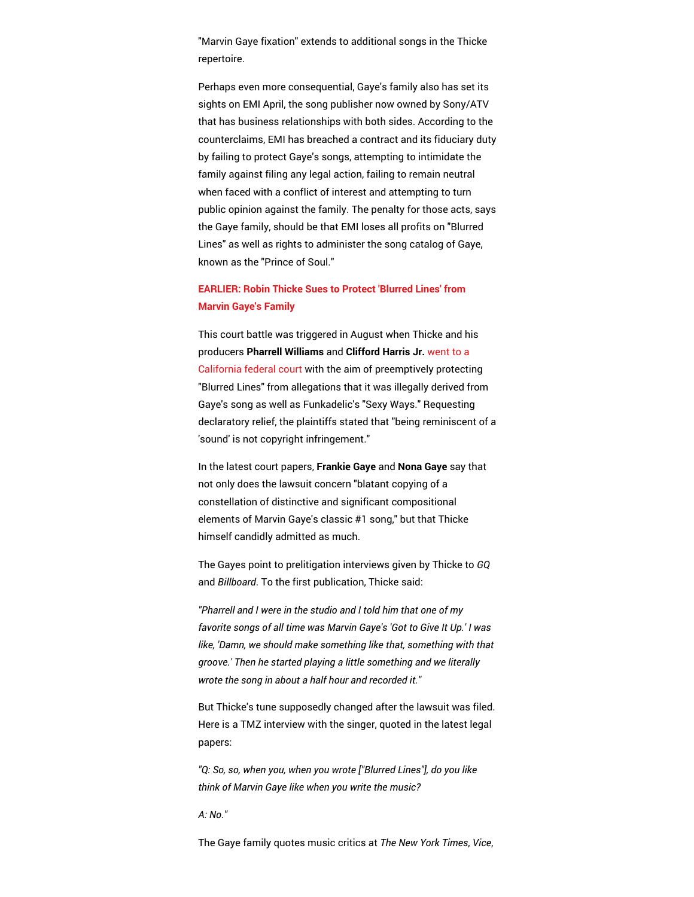"Marvin Gaye fixation" extends to additional songs in the Thicke repertoire.

Perhaps even more consequential, Gaye's family also has set its sights on EMI April, the song publisher now owned by Sony/ATV that has business relationships with both sides. According to the counterclaims, EMI has breached a contract and its fiduciary duty by failing to protect Gaye's songs, attempting to intimidate the family against filing any legal action, failing to remain neutral when faced with a conflict of interest and attempting to turn public opinion against the family. The penalty for those acts, says the Gaye family, should be that EMI loses all profits on "Blurred Lines" as well as rights to administer the song catalog of Gaye, known as the "Prince of Soul."

**EARLIER: Robin Thicke Sues to Protect 'Blurred Lines' from Marvin Gaye's Family**

This court battle was triggered in August when Thicke and his producers **Pharrell Williams** and **Clifford Harris Jr.** went to a California federal court with the aim of preemptively protecting "Blurred Lines" from allegations that it was illegally derived from Gaye's song as well as Funkadelic's "Sexy Ways." Requesting declaratory relief, the plaintiffs stated that "being reminiscent of a 'sound' is not copyright infringement."

In the latest court papers, **Frankie Gaye** and **Nona Gaye** say that not only does the lawsuit concern "blatant copying of a constellation of distinctive and significant compositional elements of Marvin Gaye's classic #1 song," but that Thicke himself candidly admitted as much.

The Gayes point to prelitigation interviews given by Thicke to *GQ* and *Billboard*. To the first publication, Thicke said:

*"Pharrell and I were in the studio and I told him that one of my favorite songs of all time was Marvin Gaye's 'Got to Give It Up.' I was like, 'Damn, we should make something like that, something with that groove.' Then he started playing a little something and we literally wrote the song in about a half hour and recorded it."*

But Thicke's tune supposedly changed after the lawsuit was filed. Here is a TMZ interview with the singer, quoted in the latest legal papers:

*"Q: So, so, when you, when you wrote ["Blurred Lines"], do you like think of Marvin Gaye like when you write the music?*

*A: No."*

The Gaye family quotes music critics at *The New York Times*, *Vice*,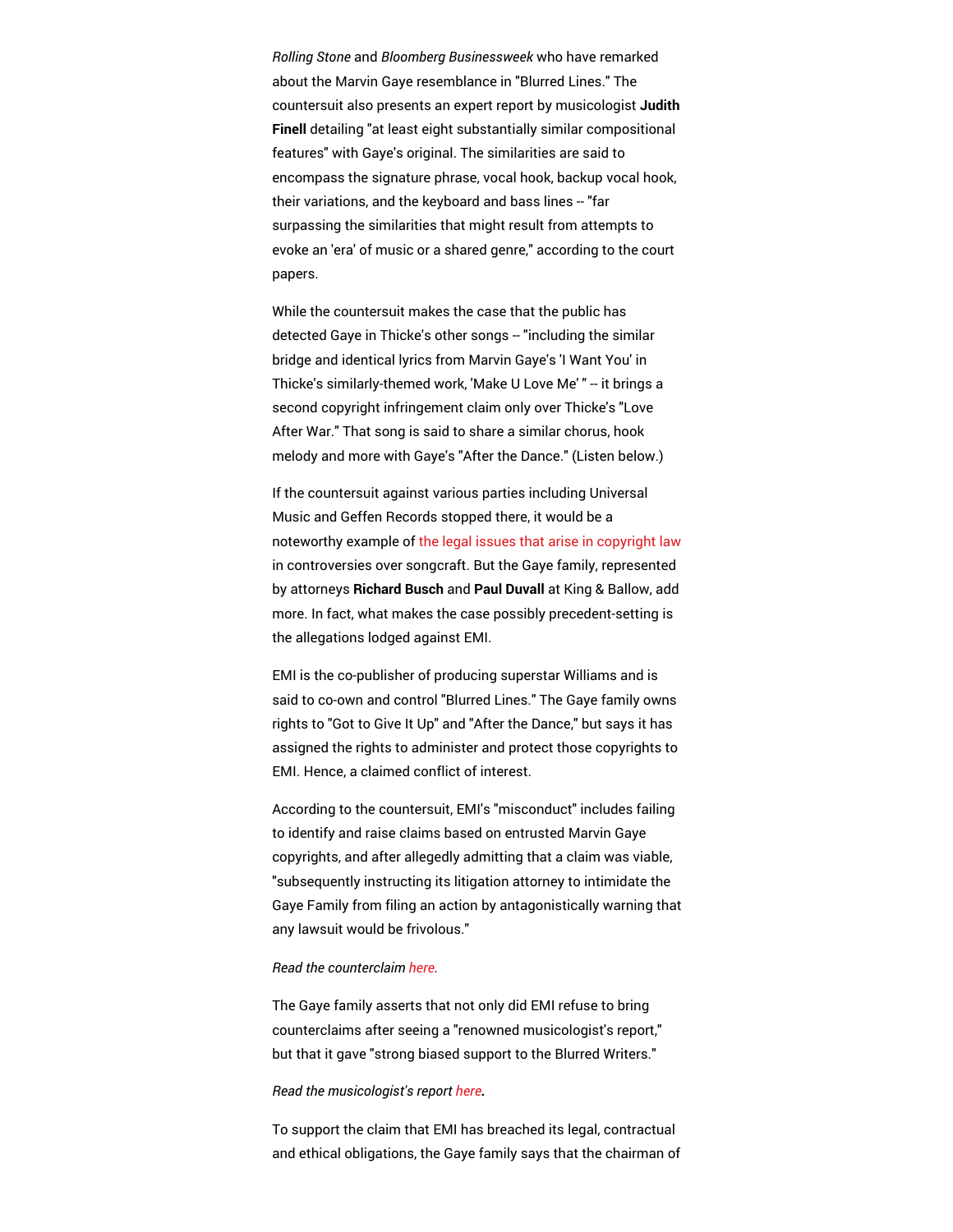*Rolling Stone* and *Bloomberg Businessweek* who have remarked about the Marvin Gaye resemblance in "Blurred Lines." The countersuit also presents an expert report by musicologist **Judith Finell** detailing "at least eight substantially similar compositional features" with Gaye's original. The similarities are said to encompass the signature phrase, vocal hook, backup vocal hook, their variations, and the keyboard and bass lines -- "far surpassing the similarities that might result from attempts to evoke an 'era' of music or a shared genre," according to the court papers.

While the countersuit makes the case that the public has detected Gaye in Thicke's other songs -- "including the similar bridge and identical lyrics from Marvin Gaye's 'I Want You' in Thicke's similarly-themed work, 'Make U Love Me' " -- it brings a second copyright infringement claim only over Thicke's "Love After War." That song is said to share a similar chorus, hook melody and more with Gaye's "After the Dance." (Listen below.)

If the countersuit against various parties including Universal Music and Geffen Records stopped there, it would be a noteworthy example of the legal issues that arise in copyright law in controversies over songcraft. But the Gaye family, represented by attorneys **Richard Busch** and **Paul Duvall** at King & Ballow, add more. In fact, what makes the case possibly precedent-setting is the allegations lodged against EMI.

EMI is the co-publisher of producing superstar Williams and is said to co-own and control "Blurred Lines." The Gaye family owns rights to "Got to Give It Up" and "After the Dance," but says it has assigned the rights to administer and protect those copyrights to EMI. Hence, a claimed conflict of interest.

According to the countersuit, EMI's "misconduct" includes failing to identify and raise claims based on entrusted Marvin Gaye copyrights, and after allegedly admitting that a claim was viable, "subsequently instructing its litigation attorney to intimidate the Gaye Family from filing an action by antagonistically warning that any lawsuit would be frivolous."

*Read the counterclaim here.*

The Gaye family asserts that not only did EMI refuse to bring counterclaims after seeing a "renowned musicologist's report," but that it gave "strong biased support to the Blurred Writers."

*Read the musicologist's report here.*

To support the claim that EMI has breached its legal, contractual and ethical obligations, the Gaye family says that the chairman of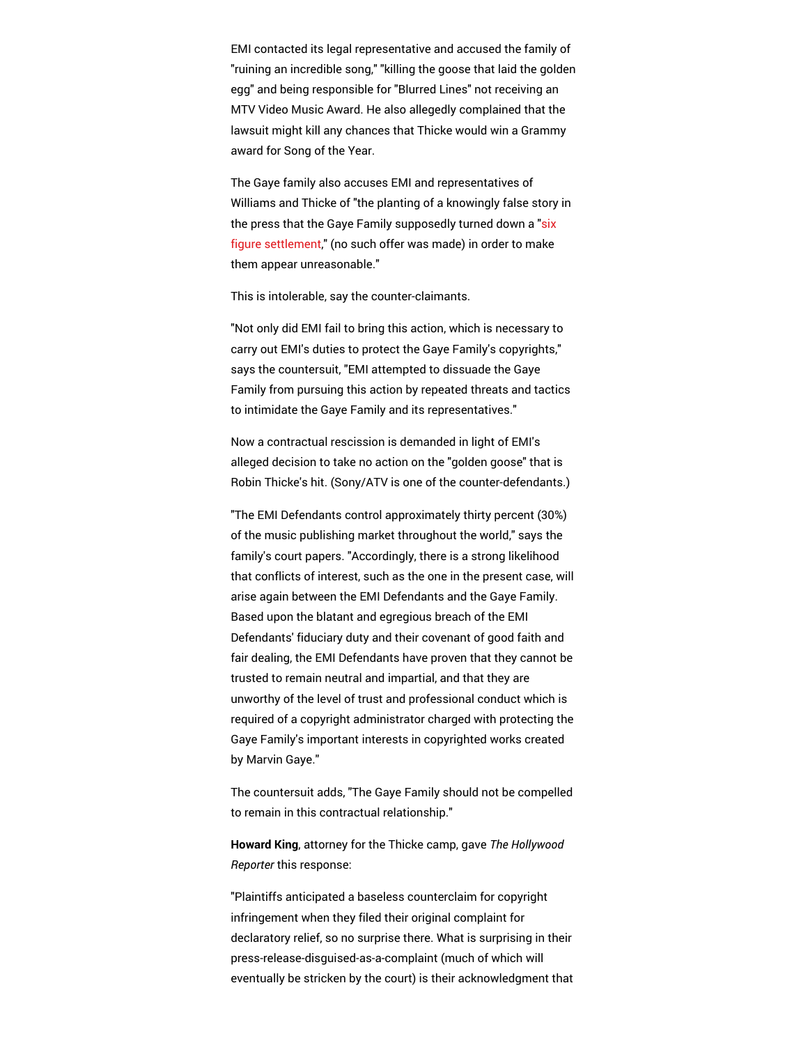EMI contacted its legal representative and accused the family of "ruining an incredible song," "killing the goose that laid the golden egg" and being responsible for "Blurred Lines" not receiving an MTV Video Music Award. He also allegedly complained that the lawsuit might kill any chances that Thicke would win a Grammy award for Song of the Year.

The Gaye family also accuses EMI and representatives of Williams and Thicke of "the planting of a knowingly false story in the press that the Gaye Family supposedly turned down a "six figure settlement," (no such offer was made) in order to make them appear unreasonable."

This is intolerable, say the counter-claimants.

"Not only did EMI fail to bring this action, which is necessary to carry out EMI's duties to protect the Gaye Family's copyrights," says the countersuit, "EMI attempted to dissuade the Gaye Family from pursuing this action by repeated threats and tactics to intimidate the Gaye Family and its representatives."

Now a contractual rescission is demanded in light of EMI's alleged decision to take no action on the "golden goose" that is Robin Thicke's hit. (Sony/ATV is one of the counter-defendants.)

"The EMI Defendants control approximately thirty percent (30%) of the music publishing market throughout the world," says the family's court papers. "Accordingly, there is a strong likelihood that conflicts of interest, such as the one in the present case, will arise again between the EMI Defendants and the Gaye Family. Based upon the blatant and egregious breach of the EMI Defendants' fiduciary duty and their covenant of good faith and fair dealing, the EMI Defendants have proven that they cannot be trusted to remain neutral and impartial, and that they are unworthy of the level of trust and professional conduct which is required of a copyright administrator charged with protecting the Gaye Family's important interests in copyrighted works created by Marvin Gaye."

The countersuit adds, "The Gaye Family should not be compelled to remain in this contractual relationship."

**Howard King**, attorney for the Thicke camp, gave *The Hollywood Reporter* this response:

"Plaintiffs anticipated a baseless counterclaim for copyright infringement when they filed their original complaint for declaratory relief, so no surprise there. What is surprising in their press-release-disguised-as-a-complaint (much of which will eventually be stricken by the court) is their acknowledgment that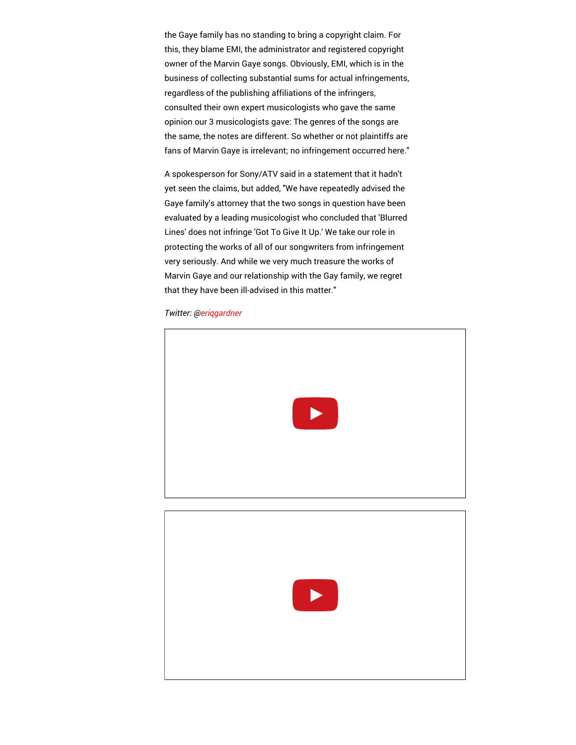the Gaye family has no standing to bring a copyright claim. For this, they blame EMI, the administrator and registered copyright owner of the Marvin Gaye songs. Obviously, EMI, which is in the business of collecting substantial sums for actual infringements, regardless of the publishing affiliations of the infringers, consulted their own expert musicologists who gave the same opinion our 3 musicologists gave: The genres of the songs are the same, the notes are different. So whether or not plaintiffs are fans of Marvin Gaye is irrelevant; no infringement occurred here."

A spokesperson for Sony/ATV said in a statement that it hadn't yet seen the claims, but added, "We have repeatedly advised the Gaye family's attorney that the two songs in question have been evaluated by a leading musicologist who concluded that 'Blurred Lines' does not infringe 'Got To Give It Up.' We take our role in protecting the works of all of our songwriters from infringement very seriously. And while we very much treasure the works of Marvin Gaye and our relationship with the Gay family, we regret that they have been ill-advised in this matter."

*Twitter: @eriqgardner*